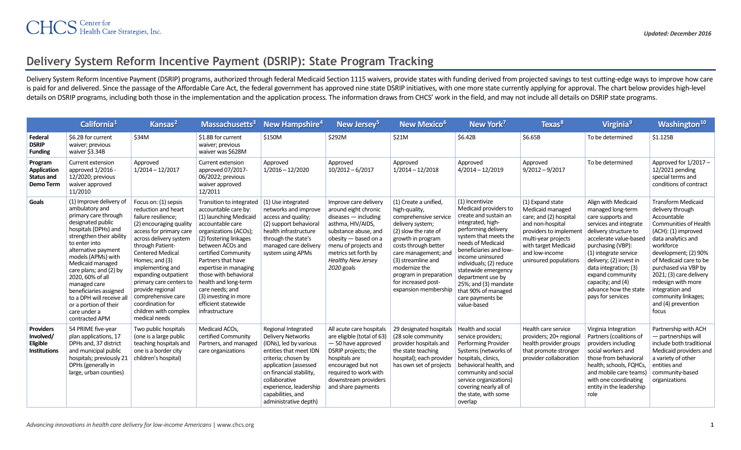# Delivery System Reform Incentive Payment (DSRIP): State Program Tracking

Delivery System Reform Incentive Payment (DSRIP) programs, authorized through federal Medicaid Section 1115 waivers, provide states with funding derived from projected savings to test cutting-edge ways to improve how care is paid for and delivered. Since the passage of the Affordable Care Act, the federal government has approved nine state DSRIP initiatives, with one more state currently applying for approval. The chart below provides high-level details on DSRIP programs, including both those in the implementation and the application process. The information draws from CHCS' work in the field, and may not include all details on DSRIP state programs.

| | California[1] | Kansas[2] | Massachusetts[3] | New Hampshire[4] | New Jersey[5] | New Mexico[6] | New York[7] | Texas[8] | Virginia[9] | Washington[10] |
|---|---|---|---|---|---|---|---|---|---|---|
| **Federal DSRIP Funding** | $6.2B for current waiver; previous waiver $3.34B | $34M | $1.8B for current waiver; previous waiver was $628M | $150M | $292M | $21M | $6.42B | $6.65B | To be determined | $1.125B |
| **Program Application Status and Demo Term** | Current extension approved 1/2016 - 12/2020; previous waiver approved 11/2010 | Approved 1/2014 – 12/2017 | Current extension approved 07/2017-06/2022; previous waiver approved 12/2011 | Approved 1/2016 – 12/2020 | Approved 10/2012 – 6/2017 | Approved 1/2014 – 12/2018 | Approved 4/2014 – 12/2019 | Approved 9/2012 – 9/2017 | To be determined | Approved for 1/2017 – 12/2021 pending special terms and conditions of contract |
| **Goals** | (1) Improve delivery of ambulatory and primary care through designated public hospitals (DPHs) and strengthen their ability to enter into alternative payment models (APMs) with Medicaid managed care plans; and (2) by 2020, 60% of all managed care beneficiaries assigned to a DPH will receive all or a portion of their care under a contracted APM | Focus on: (1) sepsis reduction and heart failure resilience; (2) encouraging quality access for primary care across delivery system through Patient-Centered Medical Homes; and (3) implementing and expanding outpatient primary care centers to provide regional comprehensive care coordination for children with complex medical needs | Transition to integrated accountable care by: (1) launching Medicaid accountable care organizations (ACOs); (2) fostering linkages between ACOs and certified Community Partners that have expertise in managing those with behavioral health and long-term care needs; and (3) investing in more efficient statewide infrastructure | (1) Use integrated networks and improve access and quality; (2) support behavioral health infrastructure through the state's managed care delivery system using APMs | Improve care delivery around eight chronic diseases — including asthma, HIV/AIDS, substance abuse, and obesity — based on a menu of projects and metrics set forth by *Healthy New Jersey 2020* goals | (1) Create a unified, high-quality, comprehensive service delivery system; (2) slow the rate of growth in program costs through better care management; and (3) streamline and modernize the program in preparation for increased post-expansion membership | (1) Incentivize Medicaid providers to create and sustain an integrated, high-performing delivery system that meets the needs of Medicaid beneficiaries and low-income uninsured individuals; (2) reduce statewide emergency department use by 25%; and (3) mandate that 90% of managed care payments be value-based | (1) Expand state Medicaid managed care; and (2) hospital and non-hospital providers to implement multi-year projects with target Medicaid and low-income uninsured populations | Align with Medicaid managed long-term care supports and services and integrate delivery structure to accelerate value-based purchasing (VBP): (1) integrate service delivery; (2) invest in data integration; (3) expand community capacity; and (4) advance how the state pays for services | Transform Medicaid delivery through Accountable Communities of Health (ACH): (1) improved data analytics and workforce development; (2) 90% of Medicaid care to be purchased via VBP by 2021; (3) care delivery redesign with more integration and community linkages; and (4) prevention focus |
| **Providers Involved/ Eligible Institutions** | 54 PRIME five-year plan applications, 17 DPHs and, 37 district and municipal public hospitals; previously 21 DPHs (generally in large, urban counties) | Two public hospitals (one is a large public teaching hospitals and one is a border city children's hospital) | Medicaid ACOs, certified Community Partners, and managed care organizations | Regional Integrated Delivery Networks (IDNs), led by various entities that meet IDN criteria; chosen by application (assessed on financial stability, collaborative experience, leadership capabilities, and administrative depth) | All acute care hospitals are eligible (total of 63) — 50 have approved DSRIP projects; the hospitals are encouraged but not required to work with downstream providers and share payments | 29 designated hospitals (28 sole community provider hospitals and the state teaching hospital); each provider has own set of projects | Health and social service providers; Performing Provider Systems (networks of hospitals, clinics, behavioral health, and community and social service organizations) covering nearly all of the state, with some overlap | Health care service providers; 20+ regional health provider groups that promote stronger provider collaboration | Virginia Integration Partners (coalitions of providers including social workers and those from behavioral health, schools, FQHCs, and mobile care teams) with one coordinating entity in the leadership role | Partnership with ACH — partnerships will include both traditional Medicaid providers and a variety of other entities and community-based organizations |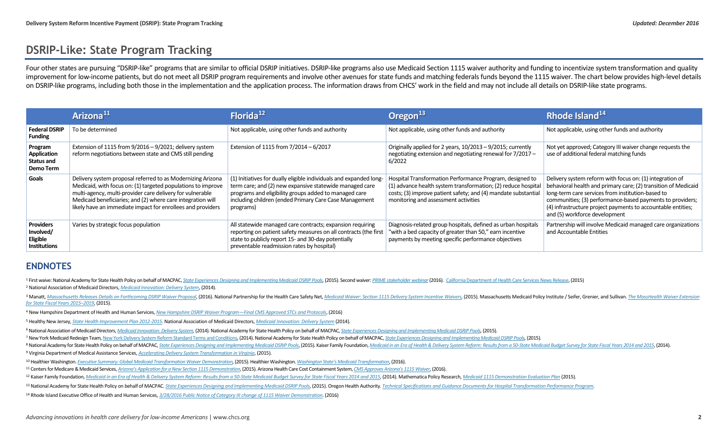# DSRIP-Like: State Program Tracking

Four other states are pursuing "DSRIP-like" programs that are similar to official DSRIP initiatives. DSRIP-like programs also use Medicaid Section 1115 waiver authority and funding to incentivize system transformation and quality improvement for low-income patients, but do not meet all DSRIP program requirements and involve other avenues for state funds and matching federals funds beyond the 1115 waiver. The chart below provides high-level details on DSRIP-like programs, including both those in the implementation and the application process. The information draws from CHCS' work in the field and may not include all details on DSRIP-like state programs.

| | Arizona[11] | Florida[12] | Oregon[13] | Rhode Island[14] |
|---|---|---|---|---|
| **Federal DSRIP Funding** | To be determined | Not applicable, using other funds and authority | Not applicable, using other funds and authority | Not applicable, using other funds and authority |
| **Program Application Status and Demo Term** | Extension of 1115 from 9/2016 – 9/2021; delivery system reform negotiations between state and CMS still pending | Extension of 1115 from 7/2014 – 6/2017 | Originally applied for 2 years, 10/2013 – 9/2015; currently negotiating extension and negotiating renewal for 7/2017 – 6/2022 | Not yet approved; Category III waiver change requests the use of additional federal matching funds |
| **Goals** | Delivery system proposal referred to as Modernizing Arizona Medicaid, with focus on: (1) targeted populations to improve multi-agency, multi-provider care delivery for vulnerable Medicaid beneficiaries; and (2) where care integration will likely have an immediate impact for enrollees and providers | (1) Initiatives for dually eligible individuals and expanded long-term care; and (2) new expansive statewide managed care programs and eligibility groups added to managed care including children (ended Primary Care Case Management programs) | Hospital Transformation Performance Program, designed to (1) advance health system transformation; (2) reduce hospital costs; (3) improve patient safety; and (4) mandate substantial monitoring and assessment activities | Delivery system reform with focus on: (1) integration of behavioral health and primary care; (2) transition of Medicaid long-term care services from institution-based to communities; (3) performance-based payments to providers; (4) infrastructure project payments to accountable entities; and (5) workforce development |
| **Providers Involved/ Eligible Institutions** | Varies by strategic focus population | All statewide managed care contracts; expansion requiring reporting on patient safety measures on all contracts (the first state to publicly report 15- and 30-day potentially preventable readmission rates by hospital) | Diagnosis-related group hospitals, defined as urban hospitals "with a bed capacity of greater than 50," earn incentive payments by meeting specific performance objectives | Partnership will involve Medicaid managed care organizations and Accountable Entities |

## ENDNOTES

[1] First waive: National Academy for State Health Policy on behalf of MACPAC, *State Experiences Designing and Implementing Medicaid DSRIP Pools*, (2015). Second waiver: *PRIME stakeholder webinar* (2016). California Department of Health Care Services News Release, (2015)

[2] National Association of Medicaid Directors, *Medicaid Innovation: Delivery System*, (2014).

[3] Manatt, *Massachusetts Releases Details on Forthcoming DSRIP Waiver Proposal*, (2016). National Partnership for the Health Care Safety Net, *Medicaid Waiver: Section 1115 Delivery System Incentive Waivers*, (2015). Massachusetts Medicaid Policy Institute / Seifer, Grenier, and Sullivan. *The MassHealth Waiver Extension for State Fiscal Years 2015–2019*, (2015).

[4] New Hampshire Department of Health and Human Services, *New Hampshire DSRIP Waiver Program—Final CMS Approved STCs and Protocols*, (2016)

[5] Healthy New Jersey, *State Health Improvement Plan 2012-2015*. National Association of Medicaid Directors, *Medicaid Innovation: Delivery System* (2014).

[6] National Association of Medicaid Directors, *Medicaid Innovation: Delivery System*, (2014). National Academy for State Health Policy on behalf of MACPAC, *State Experiences Designing and Implementing Medicaid DSRIP Pools*, (2015).

[7] New York Medicaid Redesign Team, New York Delivery System Reform Standard Terms and Conditions, (2014). National Academy for State Health Policy on behalf of MACPAC, *State Experiences Designing and Implementing Medicaid DSRIP Pools*, (2015).

[8] National Academy for State Health Policy on behalf of MACPAC, *State Experiences Designing and Implementing Medicaid DSRIP Pools*, (2015). Kaiser Family Foundation, *Medicaid in an Era of Health & Delivery System Reform: Results from a 50-State Medicaid Budget Survey for State Fiscal Years 2014 and 2015*, (2014).

[9] Virginia Department of Medical Assistance Services, *Accelerating Delivery System Transformation in Virginia*, (2015).

[10] Healthier Washington. *Executive Summary: Global Medicaid Transformation Waiver Demonstration*, (2015). Healthier Washington. *Washington State's Medicaid Transformation*, (2016).

[11] Centers for Medicare & Medicaid Services, *Arizona's Application for a New Section 1115 Demonstration*, (2015). Arizona Health Care Cost Containment System, *CMS Approves Arizona's 1115 Waiver*, (2016).

[12] Kaiser Family Foundation, *Medicaid in an Era of Health & Delivery System Reform: Results from a 50-State Medicaid Budget Survey for State Fiscal Years 2014 and 2015*, (2014). Mathematica Policy Research, *Medicaid 1115 Demonstration Evaluation Plan* (2015).

[13] National Academy for State Health Policy on behalf of MACPAC. *State Experiences Designing and Implementing Medicaid DSRIP Pools*, (2015). Oregon Health Authority. *Technical Specifications and Guidance Documents for Hospital Transformation Performance Program*.

[14] Rhode Island Executive Office of Health and Human Services, *3/28/2016 Public Notice of Category III change of 1115 Waiver Demonstration*. (2016)